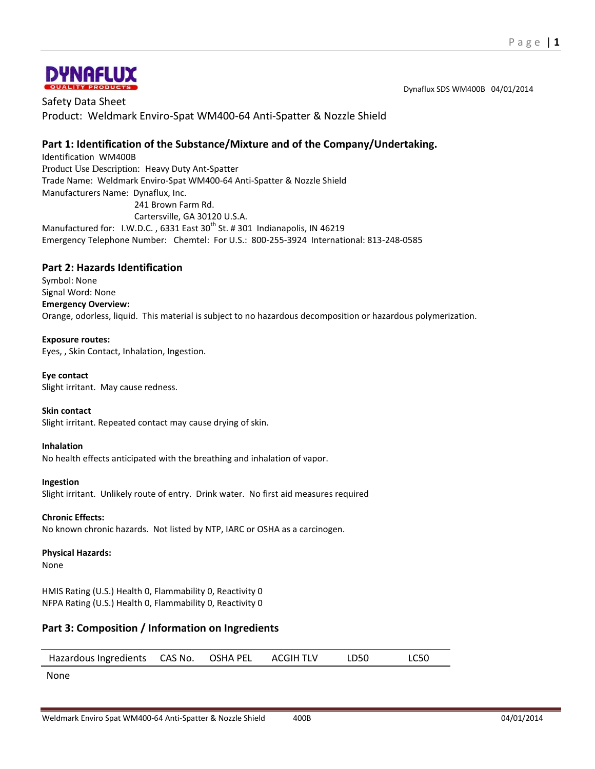Dynaflux SDS WM400B 04/01/2014

Safety Data Sheet

Product: Weldmark Enviro-Spat WM400-64 Anti-Spatter & Nozzle Shield

## Part 1: Identification of the Substance/Mixture and of the Company/Undertaking.

Identification WM400B

Product Use Description: Heavy Duty Ant-Spatter

Trade Name: Weldmark Enviro-Spat WM400-64 Anti-Spatter & Nozzle Shield

Manufacturers Name: Dynaflux, Inc.
241 Brown Farm Rd.
Cartersville, GA 30120 U.S.A.

Manufactured for: I.W.D.C. , 6331 East 30th St. # 301 Indianapolis, IN 46219

Emergency Telephone Number: Chemtel: For U.S.: 800-255-3924 International: 813-248-0585

## Part 2: Hazards Identification

Symbol: None

Signal Word: None

**Emergency Overview:**

Orange, odorless, liquid. This material is subject to no hazardous decomposition or hazardous polymerization.

**Exposure routes:**

Eyes, , Skin Contact, Inhalation, Ingestion.

**Eye contact**

Slight irritant. May cause redness.

**Skin contact**

Slight irritant. Repeated contact may cause drying of skin.

**Inhalation**

No health effects anticipated with the breathing and inhalation of vapor.

**Ingestion**

Slight irritant. Unlikely route of entry. Drink water. No first aid measures required

**Chronic Effects:**

No known chronic hazards. Not listed by NTP, IARC or OSHA as a carcinogen.

**Physical Hazards:**

None

HMIS Rating (U.S.) Health 0, Flammability 0, Reactivity 0

NFPA Rating (U.S.) Health 0, Flammability 0, Reactivity 0

## Part 3: Composition / Information on Ingredients

| Hazardous Ingredients | CAS No. | OSHA PEL | ACGIH TLV | LD50 | LC50 |
|---|---|---|---|---|---|
| None | | | | | |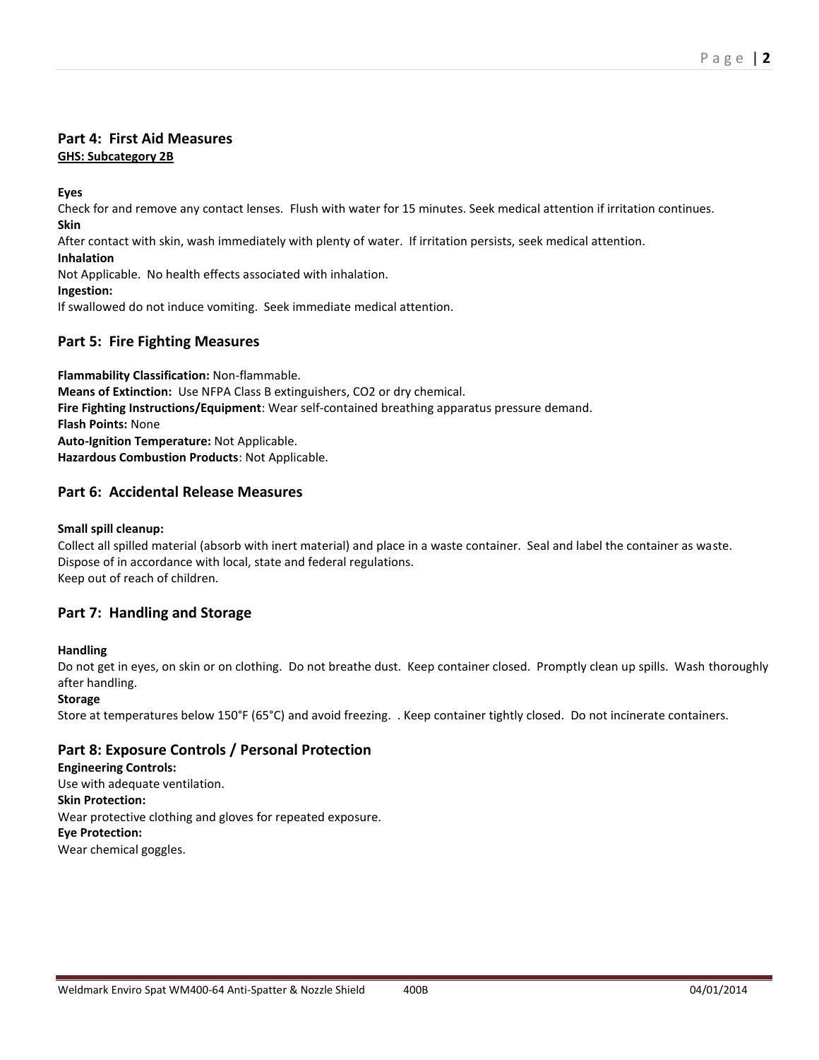## Part 4: First Aid Measures

**GHS: Subcategory 2B**

**Eyes**
Check for and remove any contact lenses. Flush with water for 15 minutes. Seek medical attention if irritation continues.
**Skin**
After contact with skin, wash immediately with plenty of water. If irritation persists, seek medical attention.
**Inhalation**
Not Applicable. No health effects associated with inhalation.
**Ingestion:**
If swallowed do not induce vomiting. Seek immediate medical attention.

## Part 5: Fire Fighting Measures

**Flammability Classification:** Non-flammable.
**Means of Extinction:** Use NFPA Class B extinguishers, $CO_2$ or dry chemical.
**Fire Fighting Instructions/Equipment**: Wear self-contained breathing apparatus pressure demand.
**Flash Points:** None
**Auto-Ignition Temperature:** Not Applicable.
**Hazardous Combustion Products**: Not Applicable.

## Part 6: Accidental Release Measures

**Small spill cleanup:**
Collect all spilled material (absorb with inert material) and place in a waste container. Seal and label the container as waste. Dispose of in accordance with local, state and federal regulations.
Keep out of reach of children.

## Part 7: Handling and Storage

**Handling**
Do not get in eyes, on skin or on clothing. Do not breathe dust. Keep container closed. Promptly clean up spills. Wash thoroughly after handling.
**Storage**
Store at temperatures below 150°F (65°C) and avoid freezing. . Keep container tightly closed. Do not incinerate containers.

## Part 8: Exposure Controls / Personal Protection

**Engineering Controls:**
Use with adequate ventilation.
**Skin Protection:**
Wear protective clothing and gloves for repeated exposure.
**Eye Protection:**
Wear chemical goggles.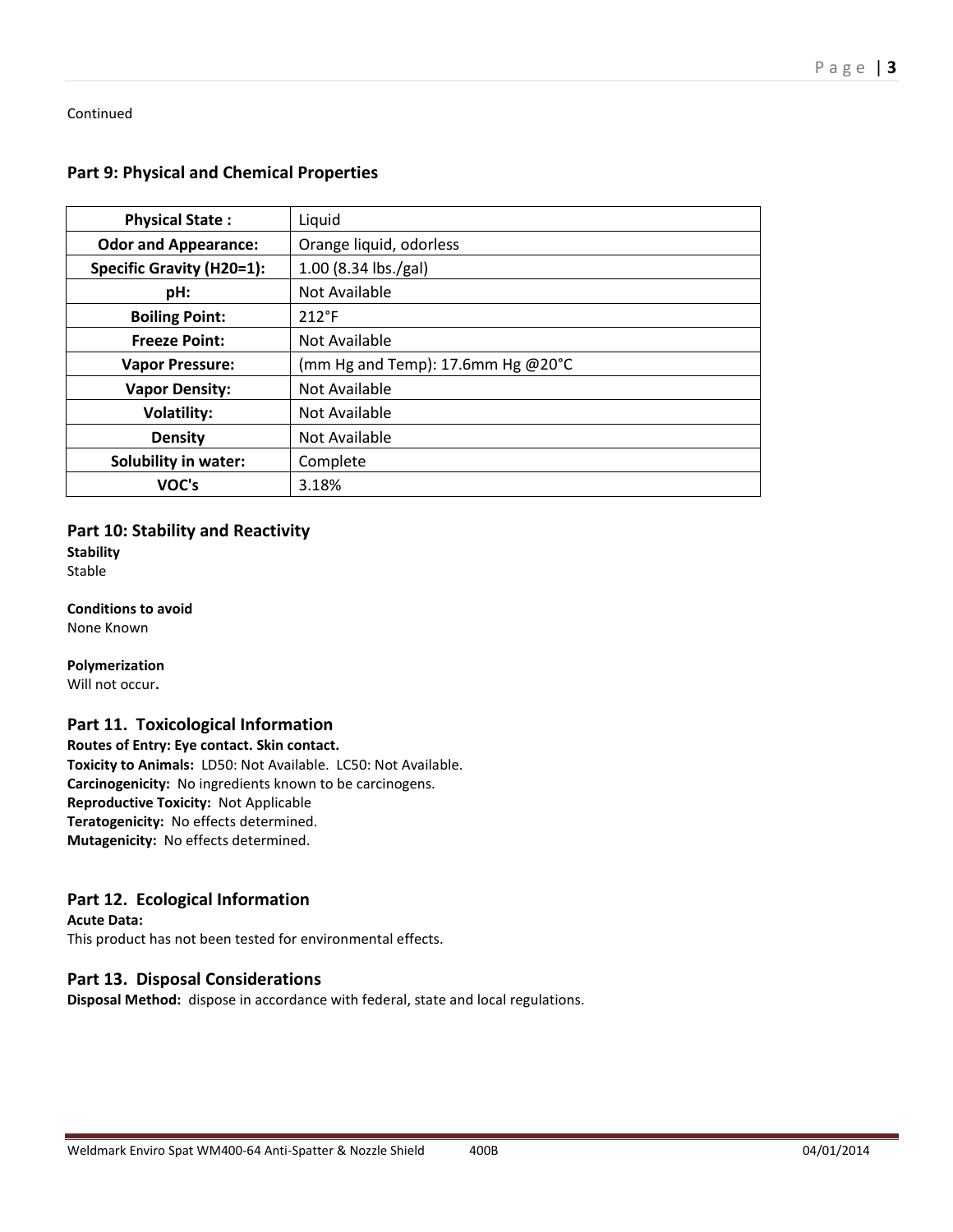Continued

## Part 9: Physical and Chemical Properties

| Physical State : | Liquid |
|---|---|
| Odor and Appearance: | Orange liquid, odorless |
| Specific Gravity (H20=1): | 1.00 (8.34 lbs./gal) |
| pH: | Not Available |
| Boiling Point: | 212°F |
| Freeze Point: | Not Available |
| Vapor Pressure: | (mm Hg and Temp): 17.6mm Hg @20°C |
| Vapor Density: | Not Available |
| Volatility: | Not Available |
| Density | Not Available |
| Solubility in water: | Complete |
| VOC's | 3.18% |

## Part 10: Stability and Reactivity

**Stability**
Stable

**Conditions to avoid**
None Known

**Polymerization**
Will not occur**.**

## Part 11. Toxicological Information

**Routes of Entry: Eye contact. Skin contact.**
**Toxicity to Animals:** LD50: Not Available. LC50: Not Available.
**Carcinogenicity:** No ingredients known to be carcinogens.
**Reproductive Toxicity:** Not Applicable
**Teratogenicity:** No effects determined.
**Mutagenicity:** No effects determined.

## Part 12. Ecological Information

**Acute Data:**
This product has not been tested for environmental effects.

## Part 13. Disposal Considerations

**Disposal Method:** dispose in accordance with federal, state and local regulations.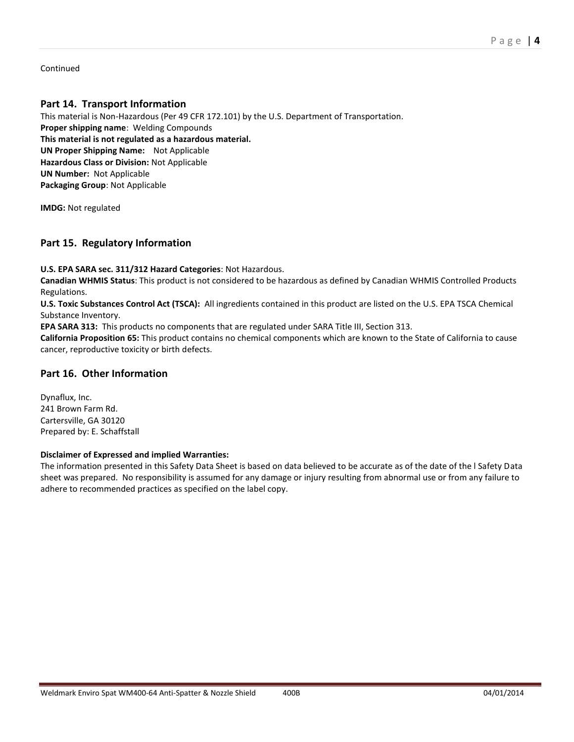Continued

## Part 14. Transport Information

This material is Non-Hazardous (Per 49 CFR 172.101) by the U.S. Department of Transportation.
**Proper shipping name**: Welding Compounds
**This material is not regulated as a hazardous material.**
**UN Proper Shipping Name:** Not Applicable
**Hazardous Class or Division:** Not Applicable
**UN Number:** Not Applicable
**Packaging Group**: Not Applicable

**IMDG:** Not regulated

## Part 15. Regulatory Information

**U.S. EPA SARA sec. 311/312 Hazard Categories**: Not Hazardous.
**Canadian WHMIS Status**: This product is not considered to be hazardous as defined by Canadian WHMIS Controlled Products Regulations.
**U.S. Toxic Substances Control Act (TSCA):** All ingredients contained in this product are listed on the U.S. EPA TSCA Chemical Substance Inventory.
**EPA SARA 313:** This products no components that are regulated under SARA Title III, Section 313.
**California Proposition 65:** This product contains no chemical components which are known to the State of California to cause cancer, reproductive toxicity or birth defects.

## Part 16. Other Information

Dynaflux, Inc.
241 Brown Farm Rd.
Cartersville, GA 30120
Prepared by: E. Schaffstall

**Disclaimer of Expressed and implied Warranties:**
The information presented in this Safety Data Sheet is based on data believed to be accurate as of the date of the l Safety Data sheet was prepared. No responsibility is assumed for any damage or injury resulting from abnormal use or from any failure to adhere to recommended practices as specified on the label copy.